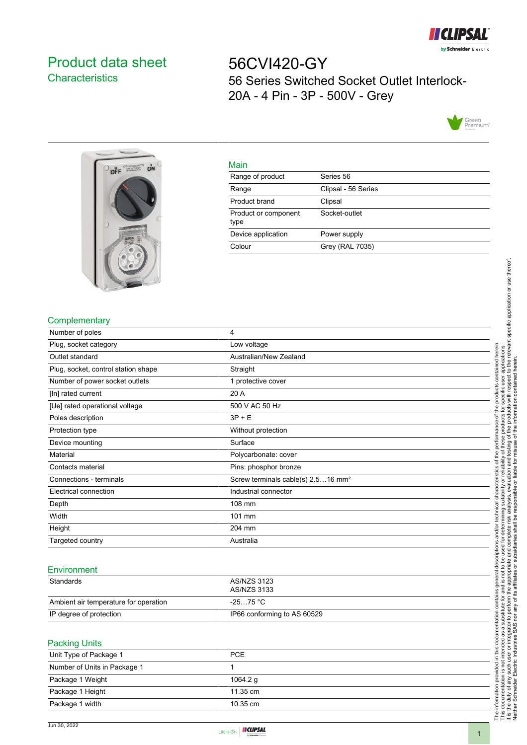# Product data sheet
## Characteristics

# 56CVI420-GY
56 Series Switched Socket Outlet Interlock-20A - 4 Pin - 3P - 500V - Grey

### Main

| | |
|---|---|
| Range of product | Series 56 |
| Range | Clipsal - 56 Series |
| Product brand | Clipsal |
| Product or component type | Socket-outlet |
| Device application | Power supply |
| Colour | Grey (RAL 7035) |

### Complementary

| | |
|---|---|
| Number of poles | 4 |
| Plug, socket category | Low voltage |
| Outlet standard | Australian/New Zealand |
| Plug, socket, control station shape | Straight |
| Number of power socket outlets | 1 protective cover |
| [In] rated current | 20 A |
| [Ue] rated operational voltage | 500 V AC 50 Hz |
| Poles description | 3P + E |
| Protection type | Without protection |
| Device mounting | Surface |
| Material | Polycarbonate: cover |
| Contacts material | Pins: phosphor bronze |
| Connections - terminals | Screw terminals cable(s) 2.5…16 mm² |
| Electrical connection | Industrial connector |
| Depth | 108 mm |
| Width | 101 mm |
| Height | 204 mm |
| Targeted country | Australia |

### Environment

| | |
|---|---|
| Standards | AS/NZS 3123<br>AS/NZS 3133 |
| Ambient air temperature for operation | -25…75 °C |
| IP degree of protection | IP66 conforming to AS 60529 |

### Packing Units

| | |
|---|---|
| Unit Type of Package 1 | PCE |
| Number of Units in Package 1 | 1 |
| Package 1 Weight | 1064.2 g |
| Package 1 Height | 11.35 cm |
| Package 1 width | 10.35 cm |

The information provided in this documentation contains general descriptions and/or technical characteristics of the performance of the products contained herein. This documentation is not intended as a substitute for and is not to be used for determining suitability or reliability of these products for specific user applications. It is the duty of any such user or integrator to perform the appropriate and complete risk analysis, evaluation and testing of the products with respect to the relevant specific application or use thereof. Neither Schneider Electric Industries SAS nor any of its affiliates or subsidiaries shall be responsible or liable for misuse of the information contained herein.

Jun 30, 2022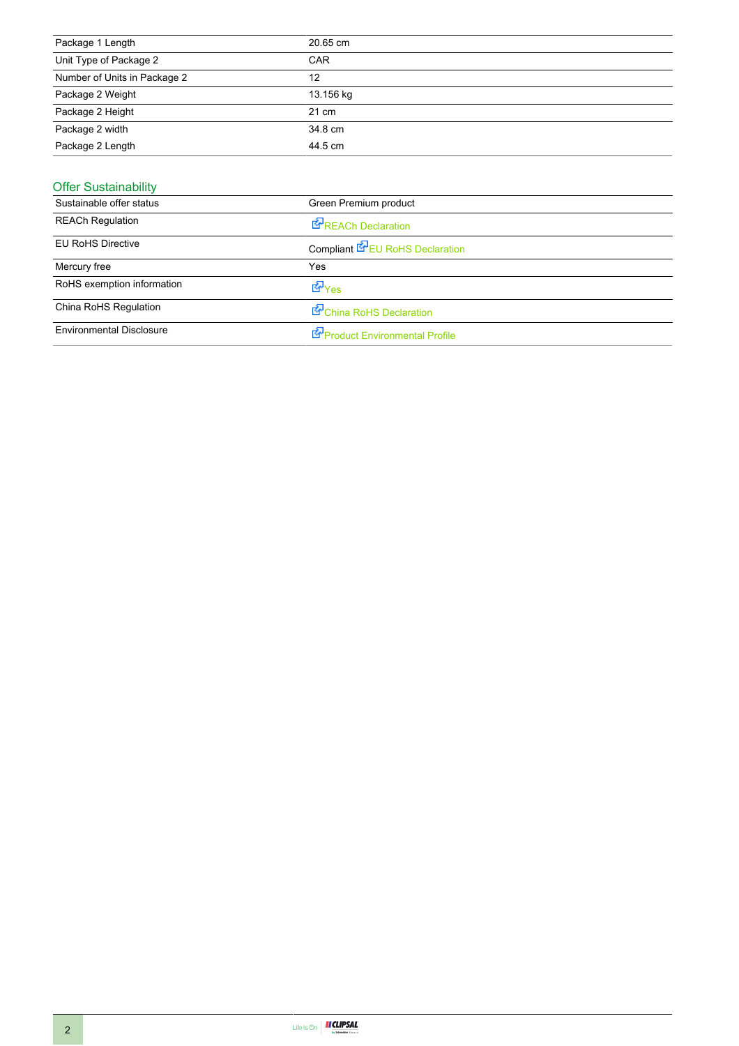| | |
|---|---|
| Package 1 Length | 20.65 cm |
| Unit Type of Package 2 | CAR |
| Number of Units in Package 2 | 12 |
| Package 2 Weight | 13.156 kg |
| Package 2 Height | 21 cm |
| Package 2 width | 34.8 cm |
| Package 2 Length | 44.5 cm |

## Offer Sustainability

| | |
|---|---|
| Sustainable offer status | Green Premium product |
| REACh Regulation | REACh Declaration |
| EU RoHS Directive | Compliant EU RoHS Declaration |
| Mercury free | Yes |
| RoHS exemption information | Yes |
| China RoHS Regulation | China RoHS Declaration |
| Environmental Disclosure | Product Environmental Profile |